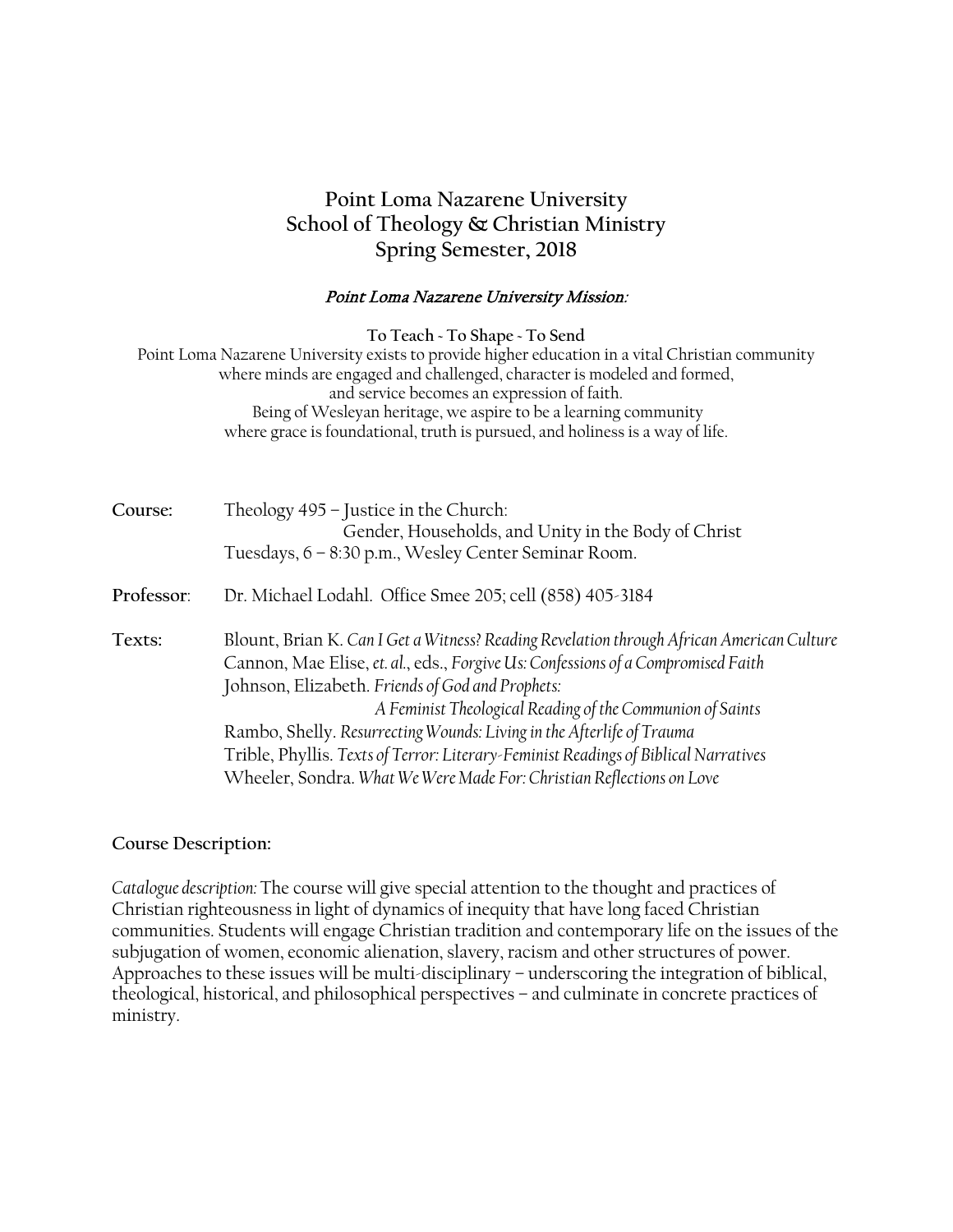# Point Loma Nazarene University
# School of Theology & Christian Ministry
# Spring Semester, 2018

*Point Loma Nazarene University Mission:*

**To Teach ~ To Shape ~ To Send**

Point Loma Nazarene University exists to provide higher education in a vital Christian community
where minds are engaged and challenged, character is modeled and formed,
and service becomes an expression of faith.
Being of Wesleyan heritage, we aspire to be a learning community
where grace is foundational, truth is pursued, and holiness is a way of life.

**Course:** Theology 495 – Justice in the Church:
Gender, Households, and Unity in the Body of Christ
Tuesdays, 6 – 8:30 p.m., Wesley Center Seminar Room.

**Professor**: Dr. Michael Lodahl. Office Smee 205; cell (858) 405-3184

**Texts:**
Blount, Brian K. *Can I Get a Witness? Reading Revelation through African American Culture*
Cannon, Mae Elise, *et. al.*, eds., *Forgive Us: Confessions of a Compromised Faith*
Johnson, Elizabeth. *Friends of God and Prophets: A Feminist Theological Reading of the Communion of Saints*
Rambo, Shelly. *Resurrecting Wounds: Living in the Afterlife of Trauma*
Trible, Phyllis. *Texts of Terror: Literary-Feminist Readings of Biblical Narratives*
Wheeler, Sondra. *What We Were Made For: Christian Reflections on Love*

**Course Description:**

*Catalogue description:* The course will give special attention to the thought and practices of Christian righteousness in light of dynamics of inequity that have long faced Christian communities. Students will engage Christian tradition and contemporary life on the issues of the subjugation of women, economic alienation, slavery, racism and other structures of power. Approaches to these issues will be multi-disciplinary – underscoring the integration of biblical, theological, historical, and philosophical perspectives – and culminate in concrete practices of ministry.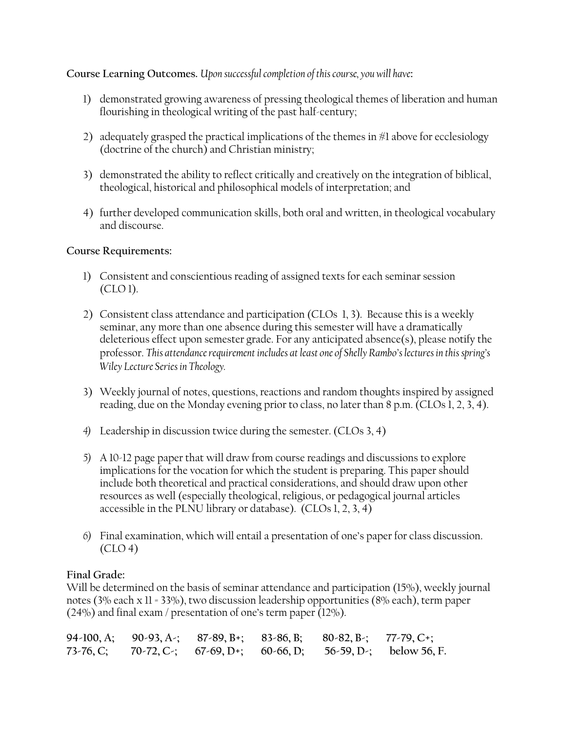**Course Learning Outcomes.** *Upon successful completion of this course, you will have*:

1) demonstrated growing awareness of pressing theological themes of liberation and human flourishing in theological writing of the past half-century;

2) adequately grasped the practical implications of the themes in #1 above for ecclesiology (doctrine of the church) and Christian ministry;

3) demonstrated the ability to reflect critically and creatively on the integration of biblical, theological, historical and philosophical models of interpretation; and

4) further developed communication skills, both oral and written, in theological vocabulary and discourse.

**Course Requirements:**

1) Consistent and conscientious reading of assigned texts for each seminar session (CLO 1).

2) Consistent class attendance and participation (CLOs 1, 3). Because this is a weekly seminar, any more than one absence during this semester will have a dramatically deleterious effect upon semester grade. For any anticipated absence(s), please notify the professor. *This attendance requirement includes at least one of Shelly Rambo's lectures in this spring's Wiley Lecture Series in Theology.*

3) Weekly journal of notes, questions, reactions and random thoughts inspired by assigned reading, due on the Monday evening prior to class, no later than 8 p.m. (CLOs 1, 2, 3, 4).

4) Leadership in discussion twice during the semester. (CLOs 3, 4)

5) A 10-12 page paper that will draw from course readings and discussions to explore implications for the vocation for which the student is preparing. This paper should include both theoretical and practical considerations, and should draw upon other resources as well (especially theological, religious, or pedagogical journal articles accessible in the PLNU library or database). (CLOs 1, 2, 3, 4)

6) Final examination, which will entail a presentation of one's paper for class discussion. (CLO 4)

**Final Grade:**
Will be determined on the basis of seminar attendance and participation (15%), weekly journal notes (3% each x 11 = 33%), two discussion leadership opportunities (8% each), term paper (24%) and final exam / presentation of one's term paper (12%).

**94-100, A; 90-93, A-; 87-89, B+; 83-86, B; 80-82, B-; 77-79, C+;**
**73-76, C; 70-72, C-; 67-69, D+; 60-66, D; 56-59, D-; below 56, F.**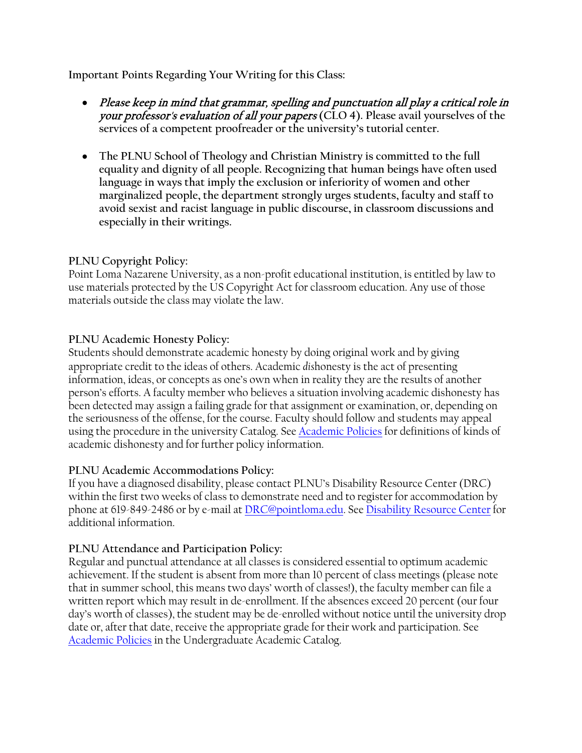**Important Points Regarding Your Writing for this Class:**

- ***Please keep in mind that grammar, spelling and punctuation all play a critical role in your professor's evaluation of all your papers*** **(CLO 4). Please avail yourselves of the services of a competent proofreader or the university's tutorial center.**

- **The PLNU School of Theology and Christian Ministry is committed to the full equality and dignity of all people. Recognizing that human beings have often used language in ways that imply the exclusion or inferiority of women and other marginalized people, the department strongly urges students, faculty and staff to avoid sexist and racist language in public discourse, in classroom discussions and especially in their writings.**

**PLNU Copyright Policy:**
Point Loma Nazarene University, as a non-profit educational institution, is entitled by law to use materials protected by the US Copyright Act for classroom education. Any use of those materials outside the class may violate the law.

**PLNU Academic Honesty Policy:**
Students should demonstrate academic honesty by doing original work and by giving appropriate credit to the ideas of others. Academic *dis*honesty is the act of presenting information, ideas, or concepts as one's own when in reality they are the results of another person's efforts. A faculty member who believes a situation involving academic dishonesty has been detected may assign a failing grade for that assignment or examination, or, depending on the seriousness of the offense, for the course. Faculty should follow and students may appeal using the procedure in the university Catalog. See Academic Policies for definitions of kinds of academic dishonesty and for further policy information.

**PLNU Academic Accommodations Policy:**
If you have a diagnosed disability, please contact PLNU's Disability Resource Center (DRC) within the first two weeks of class to demonstrate need and to register for accommodation by phone at 619-849-2486 or by e-mail at DRC@pointloma.edu. See Disability Resource Center for additional information.

**PLNU Attendance and Participation Policy:**
Regular and punctual attendance at all classes is considered essential to optimum academic achievement. If the student is absent from more than 10 percent of class meetings (please note that in summer school, this means two days' worth of classes!), the faculty member can file a written report which may result in de-enrollment. If the absences exceed 20 percent (our four day's worth of classes), the student may be de-enrolled without notice until the university drop date or, after that date, receive the appropriate grade for their work and participation. See Academic Policies in the Undergraduate Academic Catalog.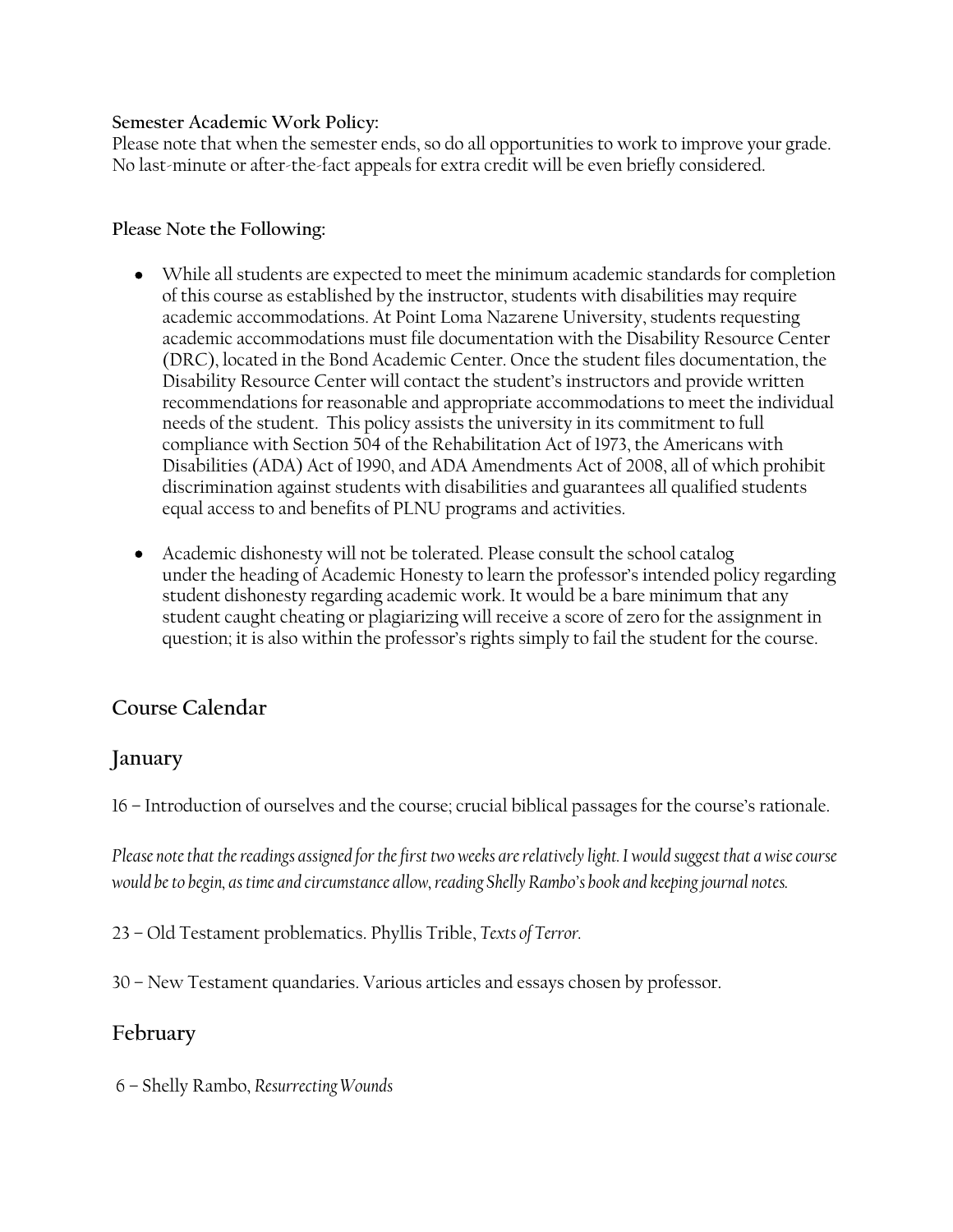**Semester Academic Work Policy:**
Please note that when the semester ends, so do all opportunities to work to improve your grade. No last-minute or after-the-fact appeals for extra credit will be even briefly considered.

**Please Note the Following:**

- While all students are expected to meet the minimum academic standards for completion of this course as established by the instructor, students with disabilities may require academic accommodations. At Point Loma Nazarene University, students requesting academic accommodations must file documentation with the Disability Resource Center (DRC), located in the Bond Academic Center. Once the student files documentation, the Disability Resource Center will contact the student's instructors and provide written recommendations for reasonable and appropriate accommodations to meet the individual needs of the student. This policy assists the university in its commitment to full compliance with Section 504 of the Rehabilitation Act of 1973, the Americans with Disabilities (ADA) Act of 1990, and ADA Amendments Act of 2008, all of which prohibit discrimination against students with disabilities and guarantees all qualified students equal access to and benefits of PLNU programs and activities.

- Academic dishonesty will not be tolerated. Please consult the school catalog under the heading of Academic Honesty to learn the professor's intended policy regarding student dishonesty regarding academic work. It would be a bare minimum that any student caught cheating or plagiarizing will receive a score of zero for the assignment in question; it is also within the professor's rights simply to fail the student for the course.

## Course Calendar

## January

16 – Introduction of ourselves and the course; crucial biblical passages for the course's rationale.

*Please note that the readings assigned for the first two weeks are relatively light. I would suggest that a wise course would be to begin, as time and circumstance allow, reading Shelly Rambo's book and keeping journal notes.*

23 – Old Testament problematics. Phyllis Trible, *Texts of Terror.*

30 – New Testament quandaries. Various articles and essays chosen by professor.

## February

6 – Shelly Rambo, *Resurrecting Wounds*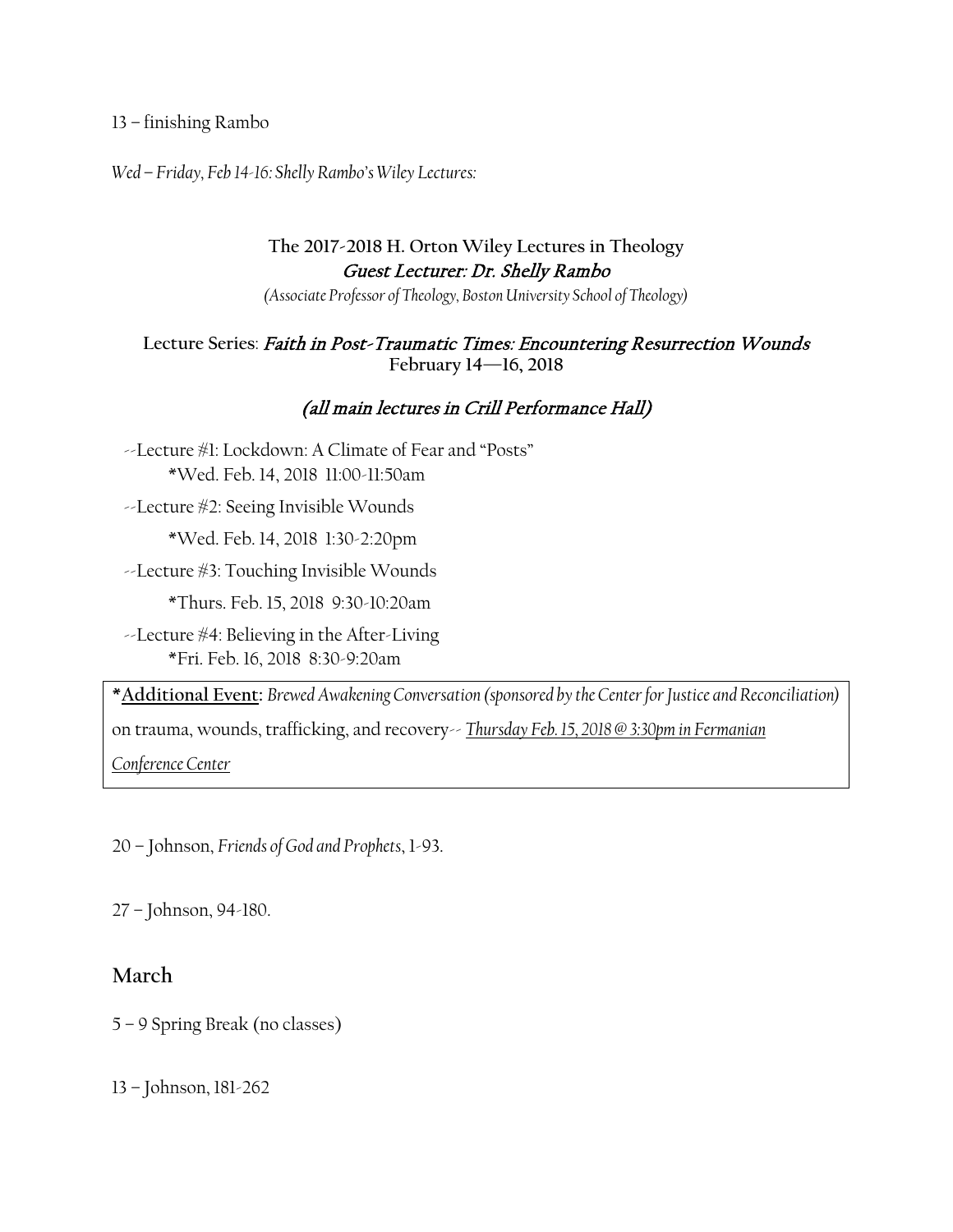13 – finishing Rambo

*Wed – Friday, Feb 14-16: Shelly Rambo's Wiley Lectures:*

**The 2017-2018 H. Orton Wiley Lectures in Theology**
*Guest Lecturer: Dr. Shelly Rambo*
*(Associate Professor of Theology, Boston University School of Theology)*

**Lecture Series**: *Faith in Post-Traumatic Times: Encountering Resurrection Wounds*
**February 14—16, 2018**

*(all main lectures in Crill Performance Hall)*

--Lecture #1: Lockdown: A Climate of Fear and "Posts"
*Wed. Feb. 14, 2018 11:00-11:50am

--Lecture #2: Seeing Invisible Wounds
*Wed. Feb. 14, 2018 1:30-2:20pm

--Lecture #3: Touching Invisible Wounds
*Thurs. Feb. 15, 2018 9:30-10:20am

--Lecture #4: Believing in the After-Living
*Fri. Feb. 16, 2018 8:30-9:20am

***Additional Event**: *Brewed Awakening Conversation (sponsored by the Center for Justice and Reconciliation)* on trauma, wounds, trafficking, and recovery-- *Thursday Feb. 15, 2018 @ 3:30pm in Fermanian Conference Center*

20 – Johnson, *Friends of God and Prophets*, 1-93.

27 – Johnson, 94-180.

## March

5 – 9 Spring Break (no classes)

13 – Johnson, 181-262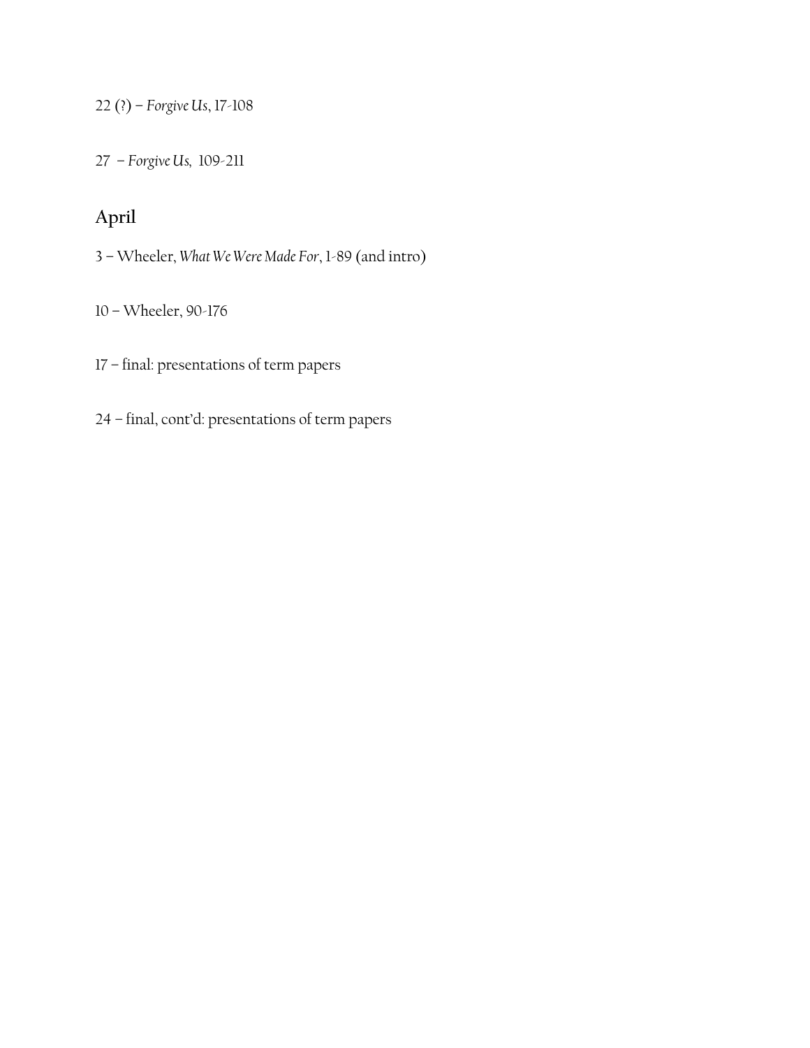22 (?) – *Forgive Us*, 17-108

27 – *Forgive Us*, 109-211

## April

3 – Wheeler, *What We Were Made For*, 1-89 (and intro)

10 – Wheeler, 90-176

17 – final: presentations of term papers

24 – final, cont'd: presentations of term papers